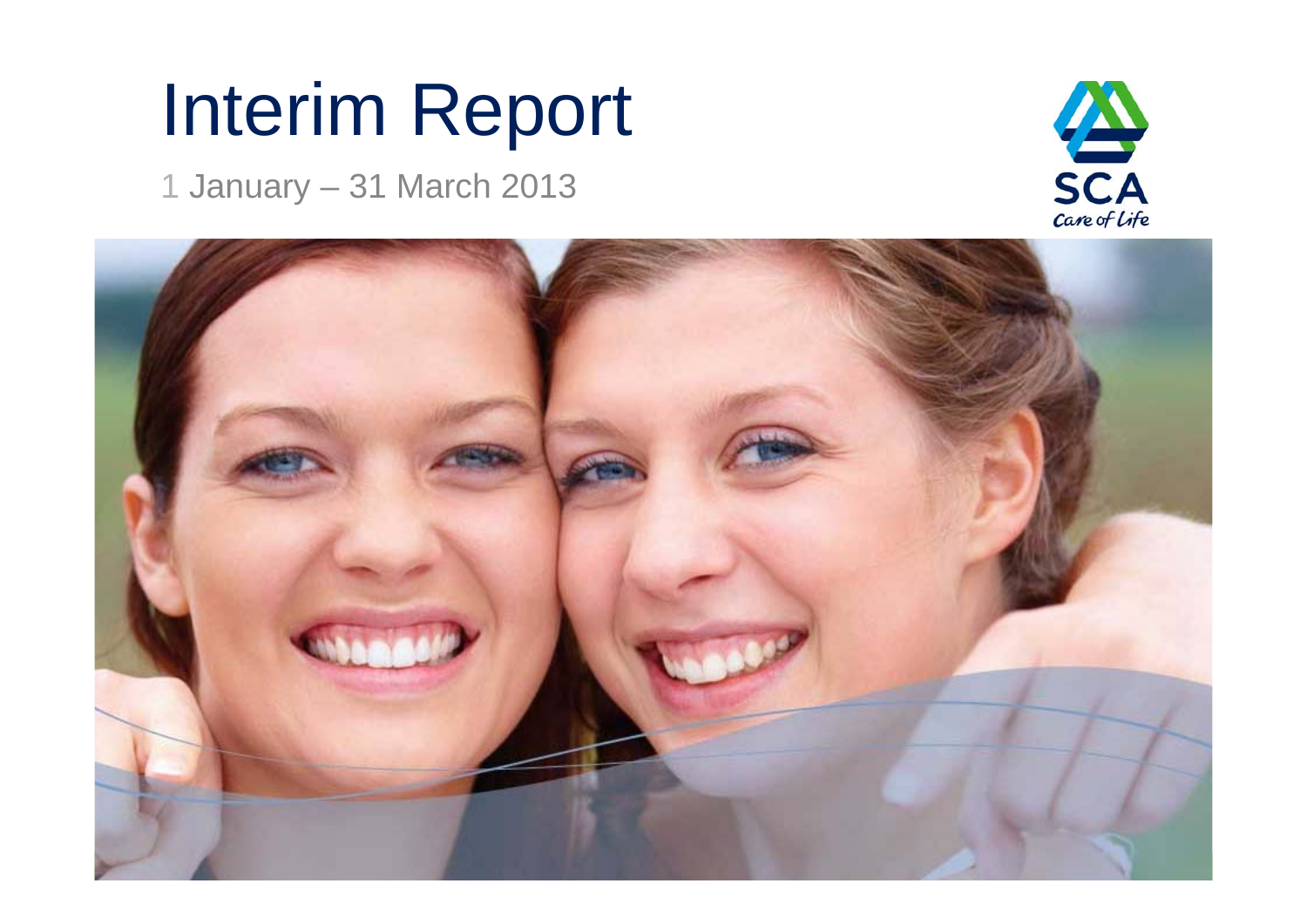# Interim Report

1 January – 31 March 2013

SCA

Care of Life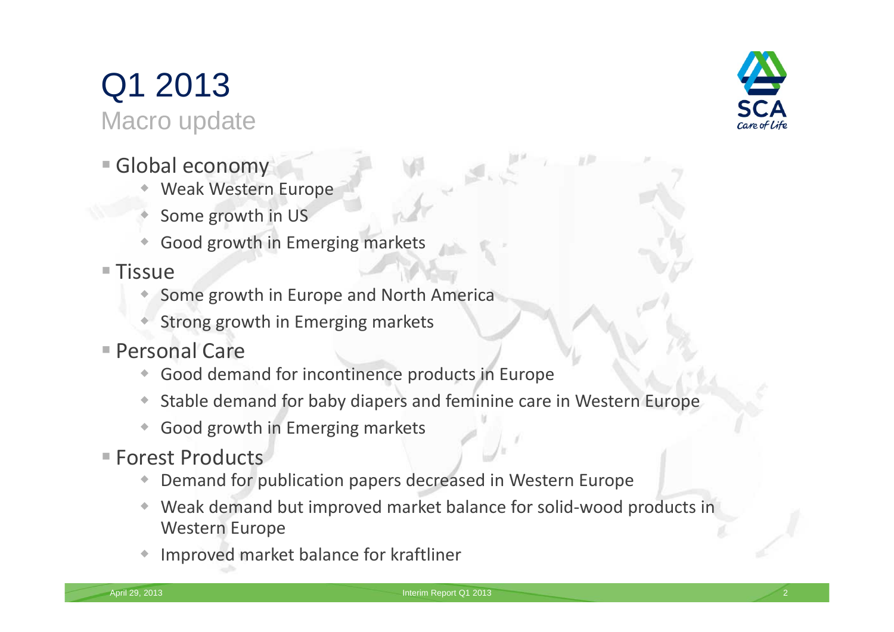# Q1 2013

## Macro update

- Global economy
  - Weak Western Europe
  - Some growth in US
  - Good growth in Emerging markets
- Tissue
  - Some growth in Europe and North America
  - Strong growth in Emerging markets
- Personal Care
  - Good demand for incontinence products in Europe
  - Stable demand for baby diapers and feminine care in Western Europe
  - Good growth in Emerging markets
- Forest Products
  - Demand for publication papers decreased in Western Europe
  - Weak demand but improved market balance for solid-wood products in Western Europe
  - Improved market balance for kraftliner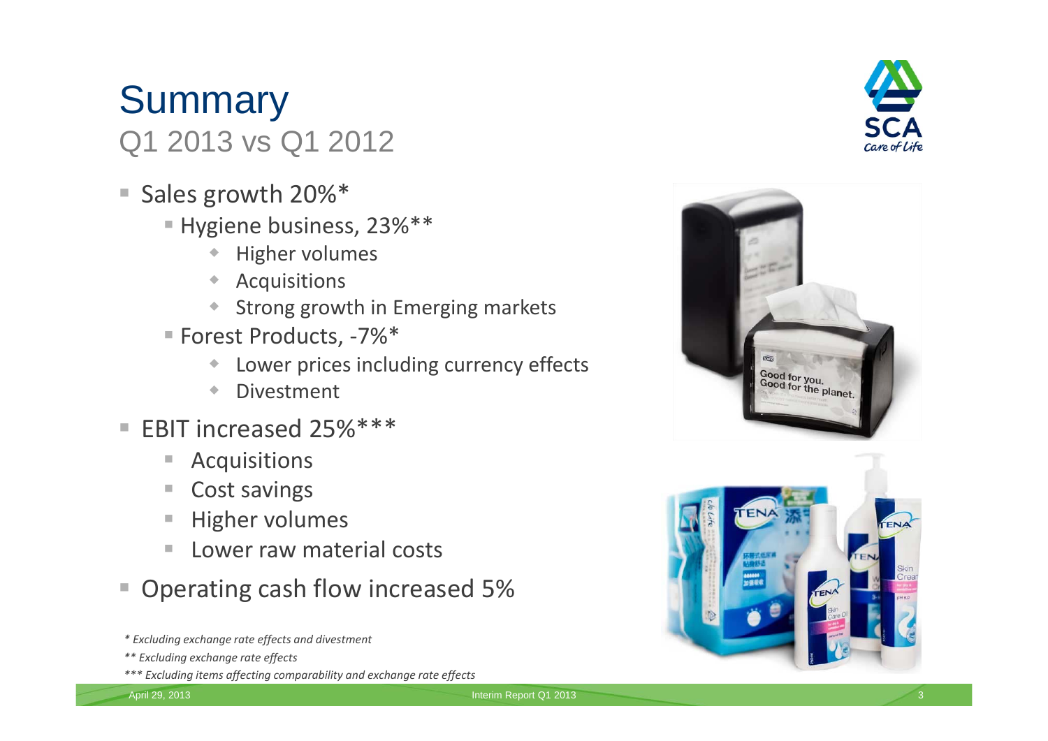# Summary

## Q1 2013 vs Q1 2012

- Sales growth 20%*
  - Hygiene business, 23%**
    - Higher volumes
    - Acquisitions
    - Strong growth in Emerging markets
  - Forest Products, -7%*
    - Lower prices including currency effects
    - Divestment
- EBIT increased 25%***
  - Acquisitions
  - Cost savings
  - Higher volumes
  - Lower raw material costs
- Operating cash flow increased 5%

*\* Excluding exchange rate effects and divestment*

*\*\* Excluding exchange rate effects*

*\*\*\* Excluding items affecting comparability and exchange rate effects*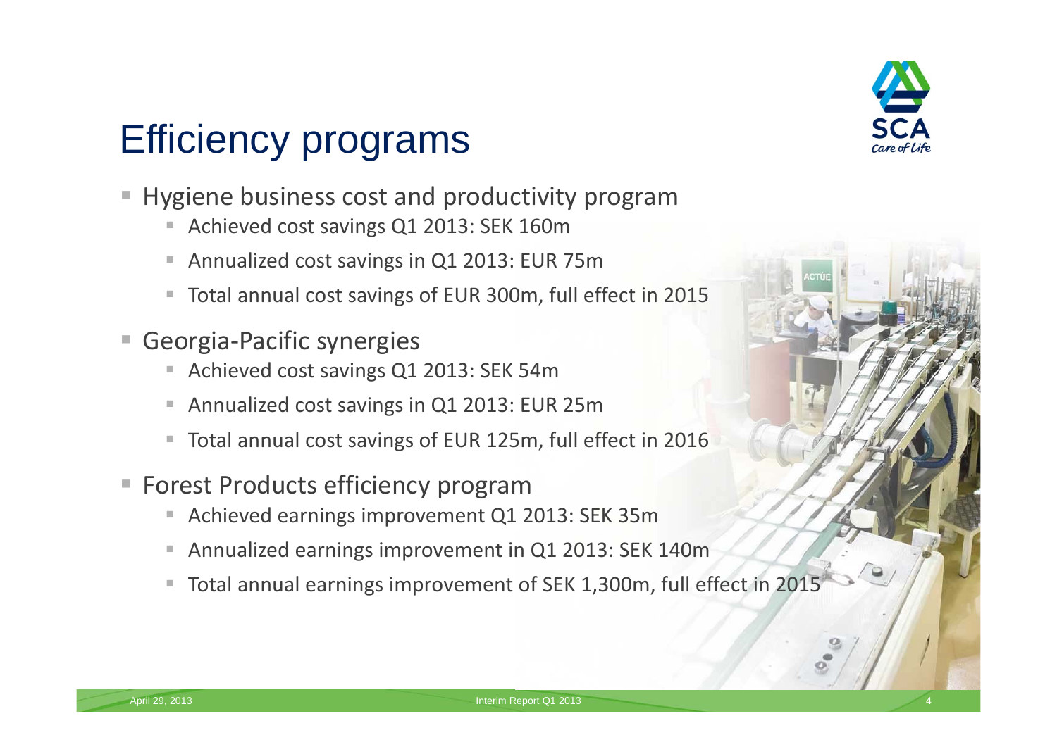# Efficiency programs

- Hygiene business cost and productivity program
  - Achieved cost savings Q1 2013: SEK 160m
  - Annualized cost savings in Q1 2013: EUR 75m
  - Total annual cost savings of EUR 300m, full effect in 2015
- Georgia-Pacific synergies
  - Achieved cost savings Q1 2013: SEK 54m
  - Annualized cost savings in Q1 2013: EUR 25m
  - Total annual cost savings of EUR 125m, full effect in 2016
- Forest Products efficiency program
  - Achieved earnings improvement Q1 2013: SEK 35m
  - Annualized earnings improvement in Q1 2013: SEK 140m
  - Total annual earnings improvement of SEK 1,300m, full effect in 2015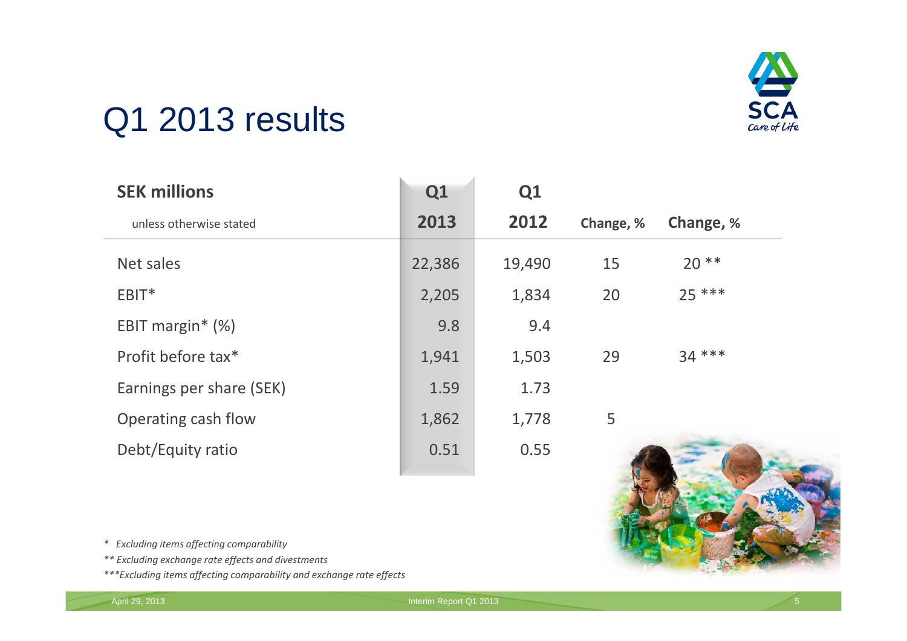# Q1 2013 results

| SEK millions<br>unless otherwise stated | Q1 2013 | Q1 2012 | Change, % | Change, % |
|---|---|---|---|---|
| Net sales | 22,386 | 19,490 | 15 | 20 ** |
| EBIT* | 2,205 | 1,834 | 20 | 25 *** |
| EBIT margin* (%) | 9.8 | 9.4 | | |
| Profit before tax* | 1,941 | 1,503 | 29 | 34 *** |
| Earnings per share (SEK) | 1.59 | 1.73 | | |
| Operating cash flow | 1,862 | 1,778 | 5 | |
| Debt/Equity ratio | 0.51 | 0.55 | | |

*\* Excluding items affecting comparability*

*\*\* Excluding exchange rate effects and divestments*

*\*\*\*Excluding items affecting comparability and exchange rate effects*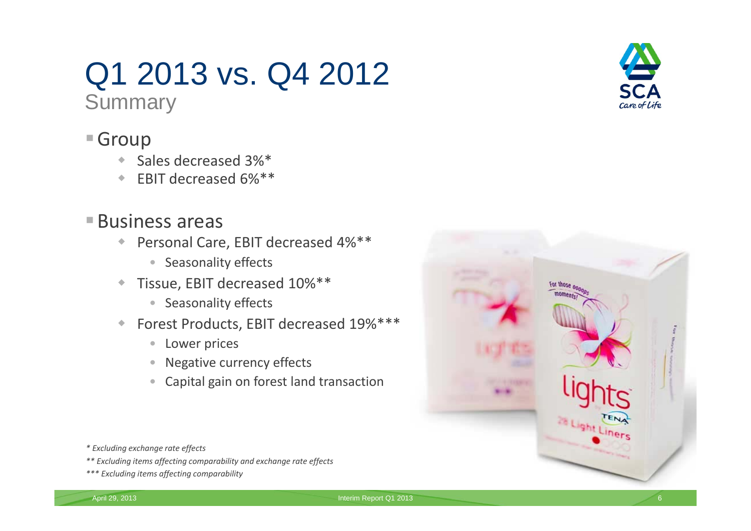# Q1 2013 vs. Q4 2012

## Summary

- Group
  - Sales decreased 3%*
  - EBIT decreased 6%**
- Business areas
  - Personal Care, EBIT decreased 4%**
    - Seasonality effects
  - Tissue, EBIT decreased 10%**
    - Seasonality effects
  - Forest Products, EBIT decreased 19%***
    - Lower prices
    - Negative currency effects
    - Capital gain on forest land transaction

*\* Excluding exchange rate effects*

*\*\* Excluding items affecting comparability and exchange rate effects*

*\*\*\* Excluding items affecting comparability*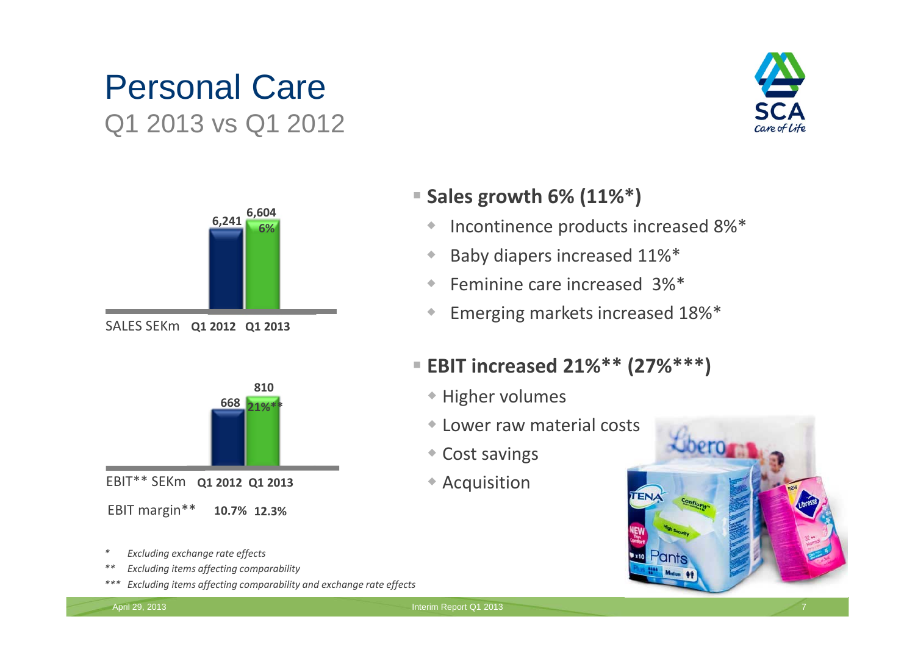# Personal Care

## Q1 2013 vs Q1 2012

SALES SEKm

| | Q1 2012 | Q1 2013 |
|---|---|---|
| Sales | 6,241 | 6,604 (6%) |

EBIT** SEKm

| | Q1 2012 | Q1 2013 |
|---|---|---|
| EBIT** | 668 | 810 (21%**) |
| EBIT margin** | 10.7% | 12.3% |

- **Sales growth 6% (11%*)**
  - Incontinence products increased 8%*
  - Baby diapers increased 11%*
  - Feminine care increased 3%*
  - Emerging markets increased 18%*
- **EBIT increased 21%** (27%***)**
  - Higher volumes
  - Lower raw material costs
  - Cost savings
  - Acquisition

*\* Excluding exchange rate effects*

*\*\* Excluding items affecting comparability*

*\*\*\* Excluding items affecting comparability and exchange rate effects*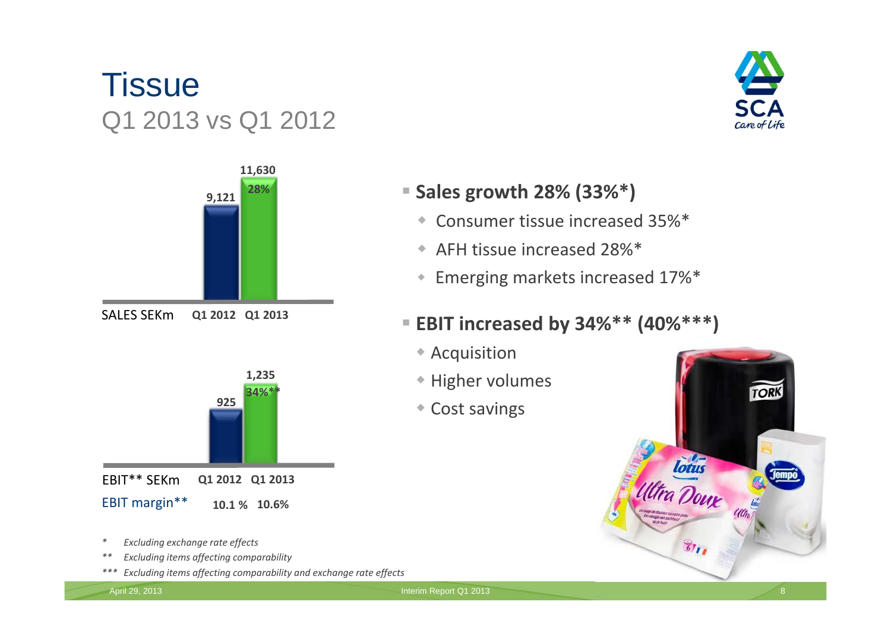# Tissue

## Q1 2013 vs Q1 2012

| SALES SEKm | Q1 2012 | Q1 2013 |
|---|---|---|
| | 9,121 | 11,630 |
| Growth | | 28% |

| EBIT** SEKm | Q1 2012 | Q1 2013 |
|---|---|---|
| | 925 | 1,235 |
| Growth | | 34%** |
| EBIT margin** | 10.1 % | 10.6% |

- **Sales growth 28% (33%*)**
  - Consumer tissue increased 35%*
  - AFH tissue increased 28%*
  - Emerging markets increased 17%*
- **EBIT increased by 34%** (40%***)**
  - Acquisition
  - Higher volumes
  - Cost savings

*   *Excluding exchange rate effects*

**  *Excluding items affecting comparability*

*** *Excluding items affecting comparability and exchange rate effects*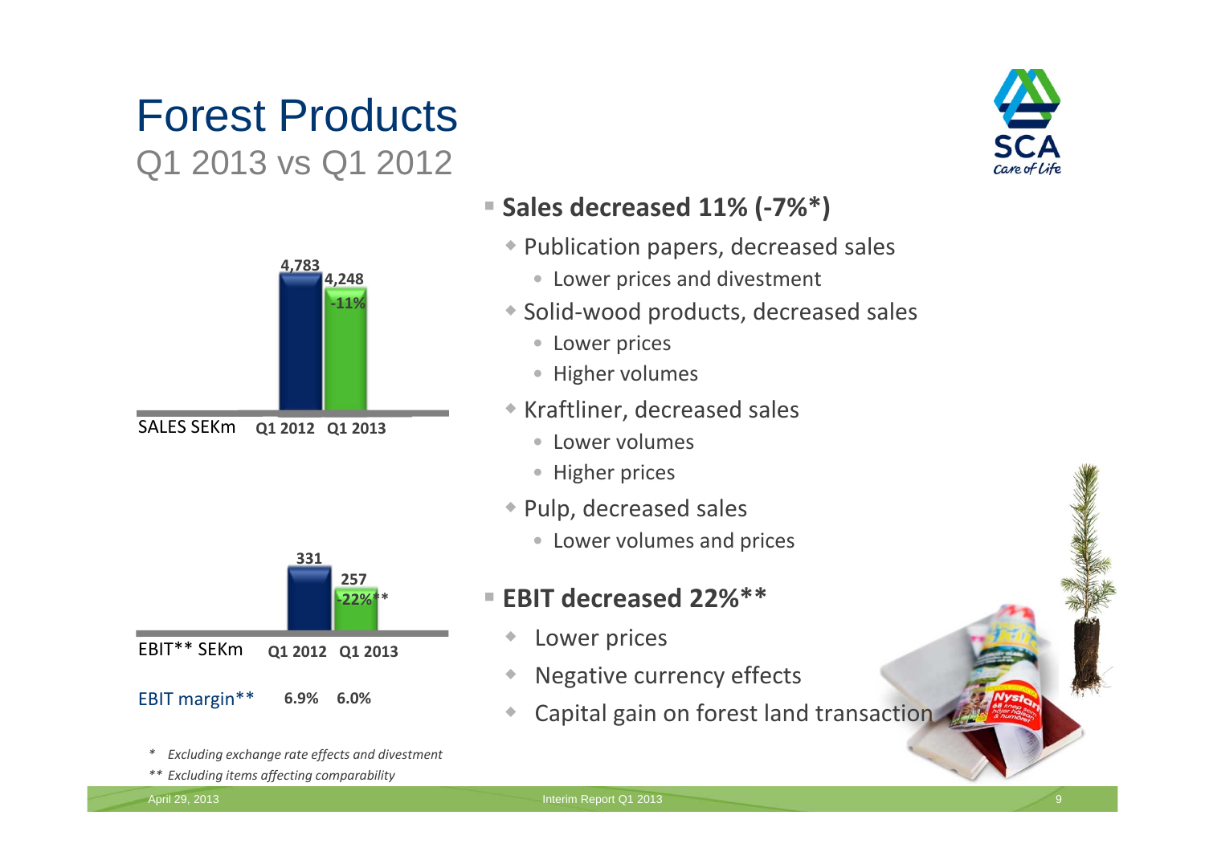# Forest Products

## Q1 2013 vs Q1 2012

| SALES SEKm | Q1 2012 | Q1 2013 |
|---|---|---|
| | 4,783 | 4,248 |
| | | -11% |

| EBIT** SEKm | Q1 2012 | Q1 2013 |
|---|---|---|
| | 331 | 257 |
| | | -22%** |
| EBIT margin** | 6.9% | 6.0% |

- **Sales decreased 11% (-7%*)**
  - Publication papers, decreased sales
    - Lower prices and divestment
  - Solid-wood products, decreased sales
    - Lower prices
    - Higher volumes
  - Kraftliner, decreased sales
    - Lower volumes
    - Higher prices
  - Pulp, decreased sales
    - Lower volumes and prices
- **EBIT decreased 22%****
  - Lower prices
  - Negative currency effects
  - Capital gain on forest land transaction

*\* Excluding exchange rate effects and divestment*

*\*\* Excluding items affecting comparability*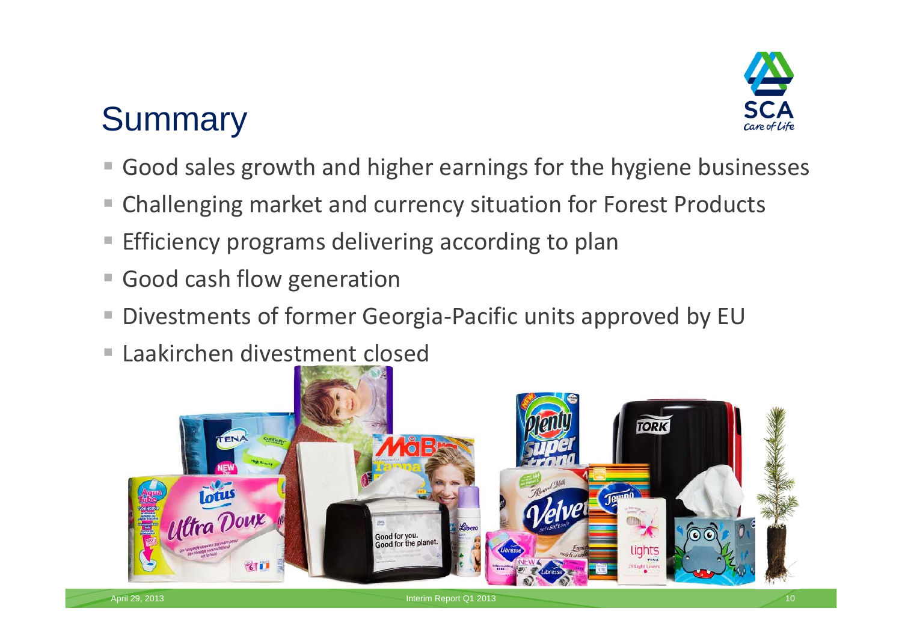# Summary

- Good sales growth and higher earnings for the hygiene businesses
- Challenging market and currency situation for Forest Products
- Efficiency programs delivering according to plan
- Good cash flow generation
- Divestments of former Georgia-Pacific units approved by EU
- Laakirchen divestment closed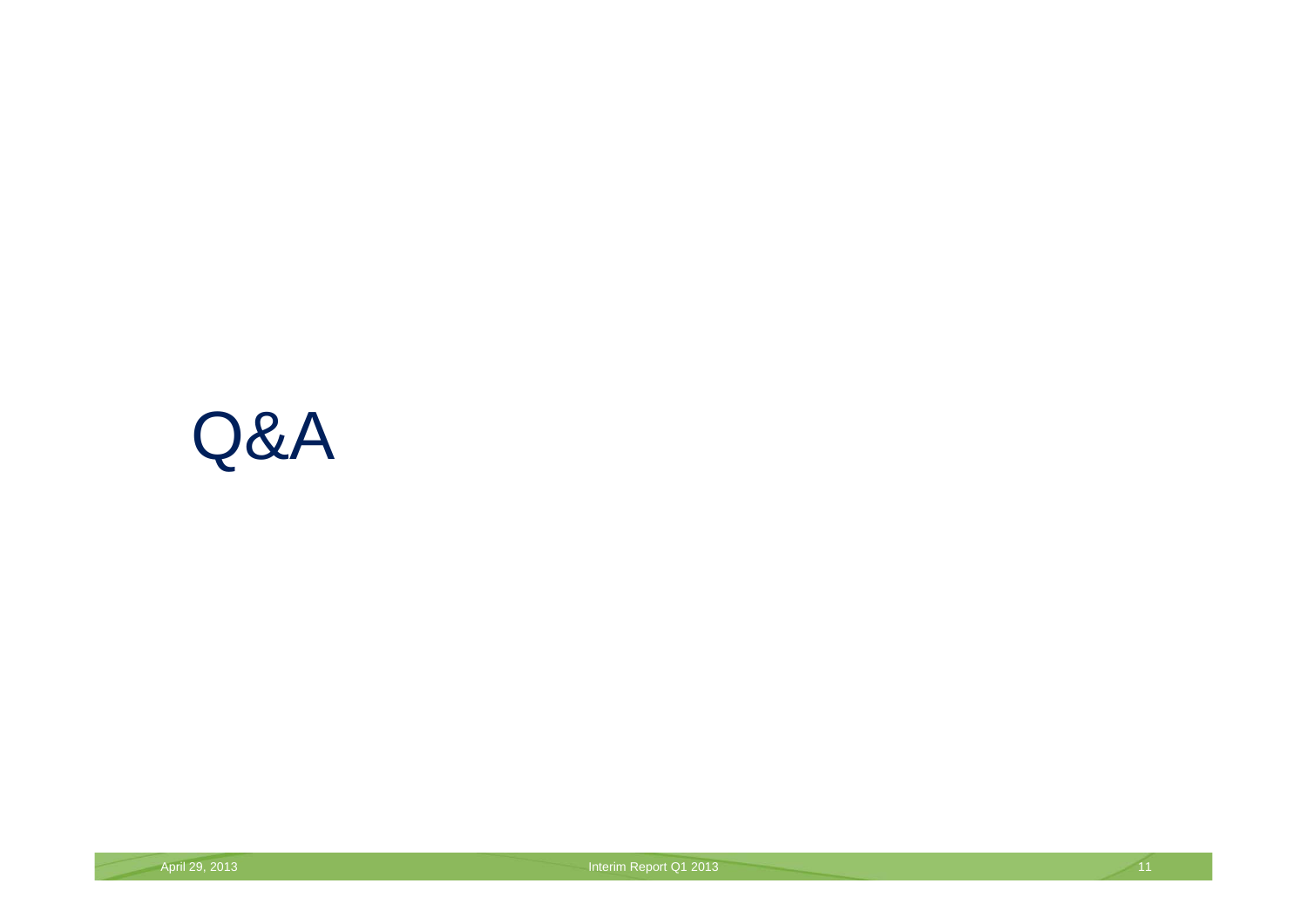# Q&A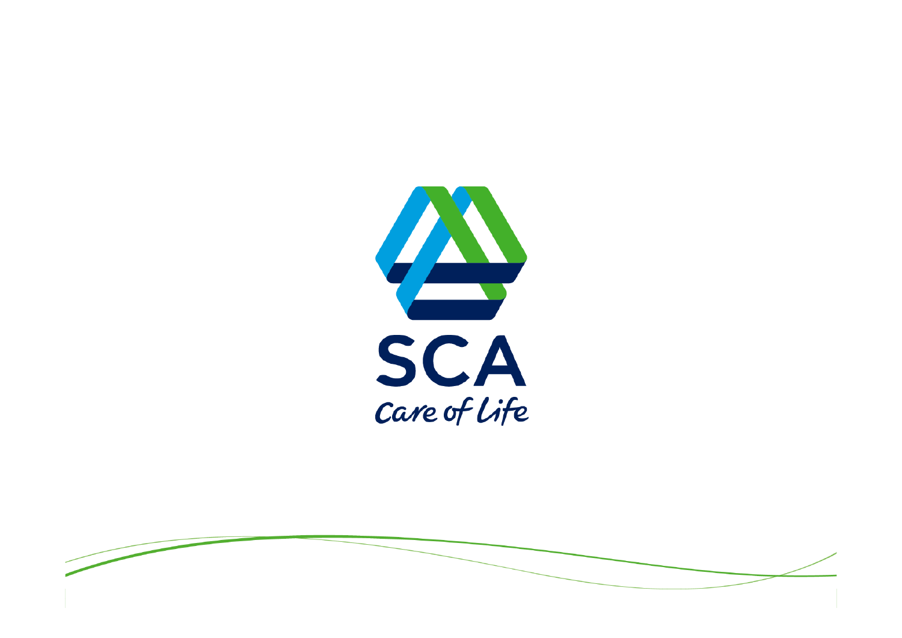SCA

Care of Life